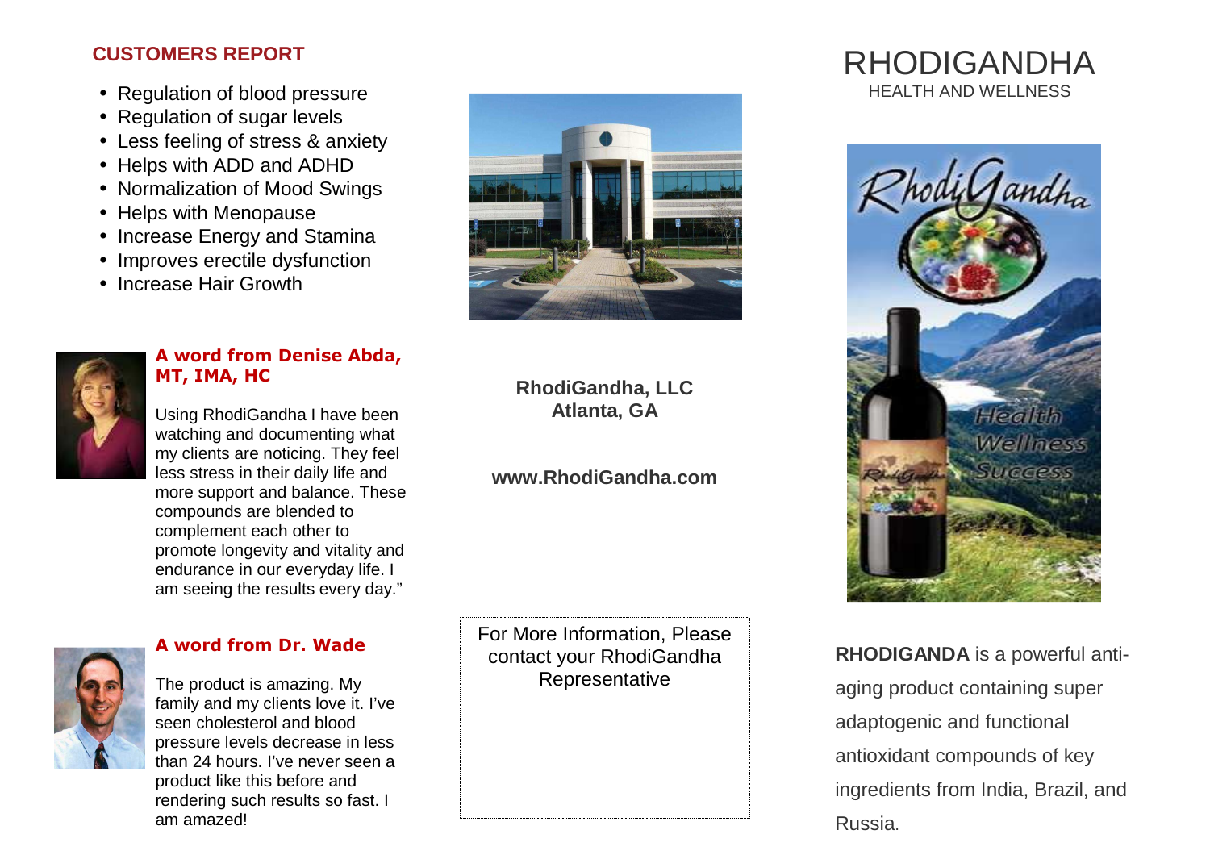## CUSTOMERS REPORT

- Regulation of blood pressure
- Regulation of sugar levels
- Less feeling of stress & anxiety
- Helps with ADD and ADHD
- Normalization of Mood Swings
- Helps with Menopause
- Increase Energy and Stamina
- Improves erectile dysfunction
- Increase Hair Growth

### A word from Denise Abda, MT, IMA, HC

Using RhodiGandha I have been watching and documenting what my clients are noticing. They feel less stress in their daily life and more support and balance. These compounds are blended to complement each other to promote longevity and vitality and endurance in our everyday life. I am seeing the results every day."

### A word from Dr. Wade

The product is amazing. My family and my clients love it. I've seen cholesterol and blood pressure levels decrease in less than 24 hours. I've never seen a product like this before and rendering such results so fast. I am amazed!

**RhodiGandha, LLC**
**Atlanta, GA**

**www.RhodiGandha.com**

For More Information, Please contact your RhodiGandha Representative

# RHODIGANDHA

HEALTH AND WELLNESS

**RHODIGANDA** is a powerful anti-aging product containing super adaptogenic and functional antioxidant compounds of key ingredients from India, Brazil, and Russia.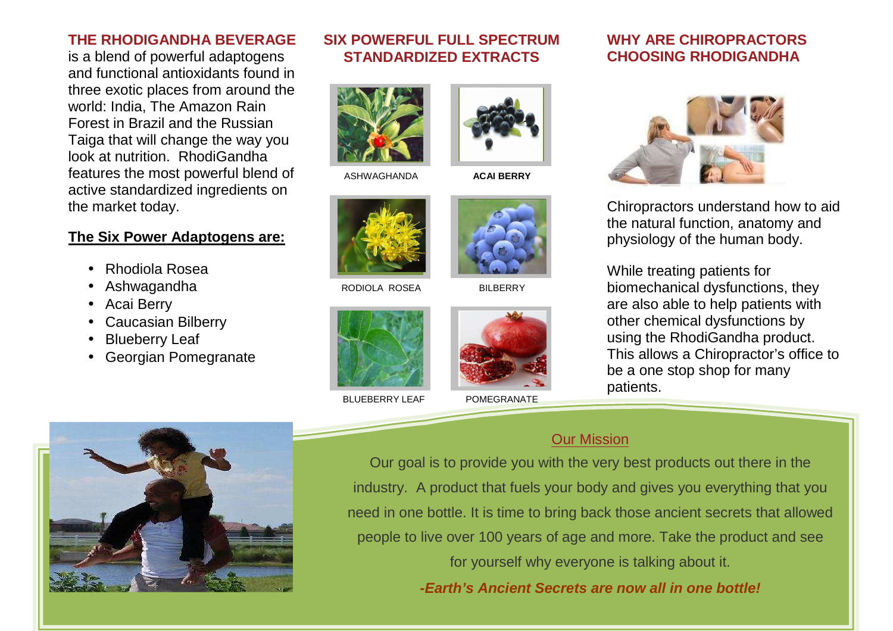## THE RHODIGANDHA BEVERAGE

is a blend of powerful adaptogens and functional antioxidants found in three exotic places from around the world: India, The Amazon Rain Forest in Brazil and the Russian Taiga that will change the way you look at nutrition. RhodiGandha features the most powerful blend of active standardized ingredients on the market today.

**The Six Power Adaptogens are:**

- Rhodiola Rosea
- Ashwagandha
- Acai Berry
- Caucasian Bilberry
- Blueberry Leaf
- Georgian Pomegranate

## SIX POWERFUL FULL SPECTRUM STANDARDIZED EXTRACTS

ASHWAGHANDA

**ACAI BERRY**

RODIOLA ROSEA

BILBERRY

BLUEBERRY LEAF

POMEGRANATE

## WHY ARE CHIROPRACTORS CHOOSING RHODIGANDHA

Chiropractors understand how to aid the natural function, anatomy and physiology of the human body.

While treating patients for biomechanical dysfunctions, they are also able to help patients with other chemical dysfunctions by using the RhodiGandha product. This allows a Chiropractor's office to be a one stop shop for many patients.

## Our Mission

Our goal is to provide you with the very best products out there in the industry. A product that fuels your body and gives you everything that you need in one bottle. It is time to bring back those ancient secrets that allowed people to live over 100 years of age and more. Take the product and see for yourself why everyone is talking about it.

***-Earth's Ancient Secrets are now all in one bottle!***